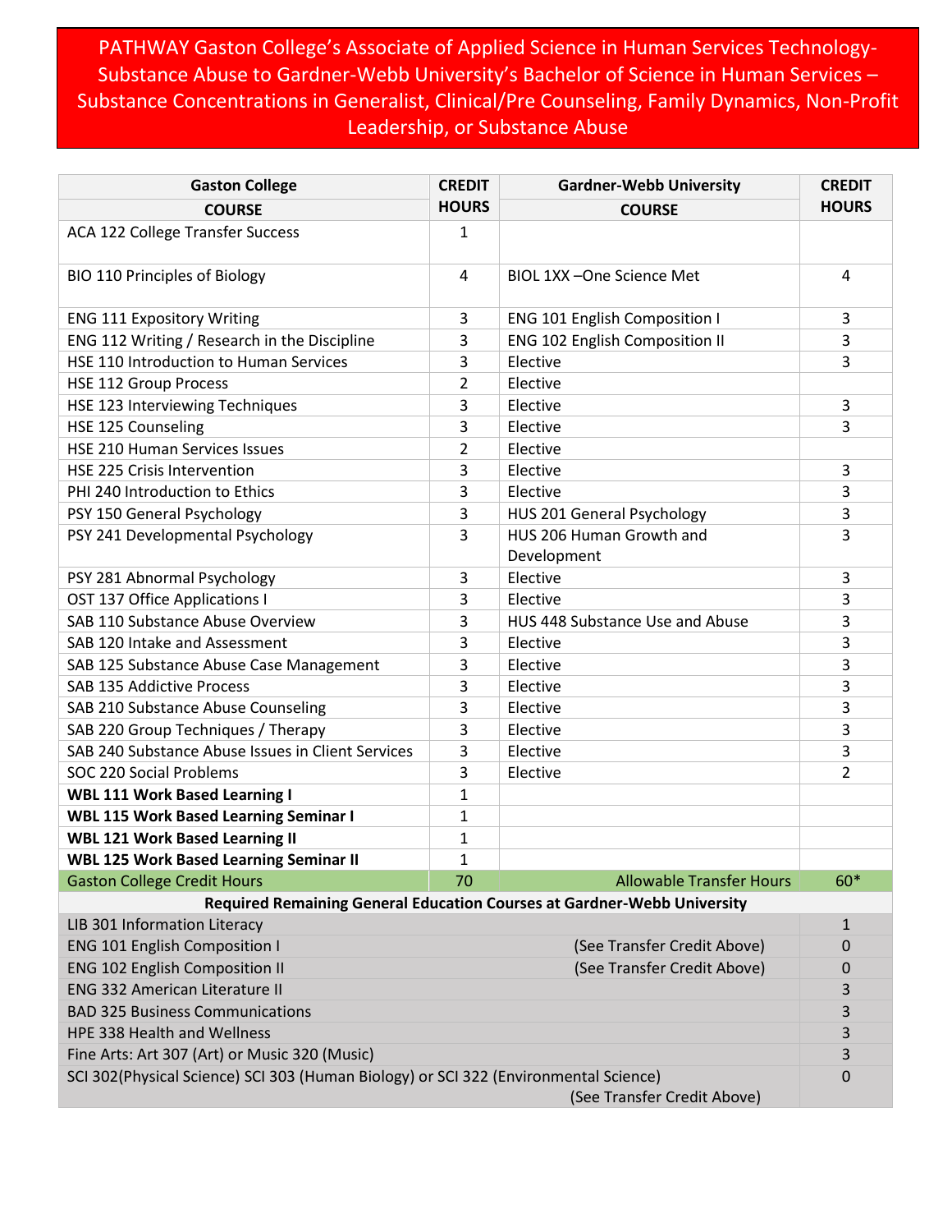# PATHWAY Gaston College's Associate of Applied Science in Human Services Technology-Substance Abuse to Gardner-Webb University's Bachelor of Science in Human Services – Substance Concentrations in Generalist, Clinical/Pre Counseling, Family Dynamics, Non-Profit Leadership, or Substance Abuse

| Gaston College COURSE | CREDIT HOURS | Gardner-Webb University COURSE | CREDIT HOURS |
|---|---|---|---|
| ACA 122 College Transfer Success | 1 | | |
| BIO 110 Principles of Biology | 4 | BIOL 1XX –One Science Met | 4 |
| ENG 111 Expository Writing | 3 | ENG 101 English Composition I | 3 |
| ENG 112 Writing / Research in the Discipline | 3 | ENG 102 English Composition II | 3 |
| HSE 110 Introduction to Human Services | 3 | Elective | 3 |
| HSE 112 Group Process | 2 | Elective | |
| HSE 123 Interviewing Techniques | 3 | Elective | 3 |
| HSE 125 Counseling | 3 | Elective | 3 |
| HSE 210 Human Services Issues | 2 | Elective | |
| HSE 225 Crisis Intervention | 3 | Elective | 3 |
| PHI 240 Introduction to Ethics | 3 | Elective | 3 |
| PSY 150 General Psychology | 3 | HUS 201 General Psychology | 3 |
| PSY 241 Developmental Psychology | 3 | HUS 206 Human Growth and Development | 3 |
| PSY 281 Abnormal Psychology | 3 | Elective | 3 |
| OST 137 Office Applications I | 3 | Elective | 3 |
| SAB 110 Substance Abuse Overview | 3 | HUS 448 Substance Use and Abuse | 3 |
| SAB 120 Intake and Assessment | 3 | Elective | 3 |
| SAB 125 Substance Abuse Case Management | 3 | Elective | 3 |
| SAB 135 Addictive Process | 3 | Elective | 3 |
| SAB 210 Substance Abuse Counseling | 3 | Elective | 3 |
| SAB 220 Group Techniques / Therapy | 3 | Elective | 3 |
| SAB 240 Substance Abuse Issues in Client Services | 3 | Elective | 3 |
| SOC 220 Social Problems | 3 | Elective | 2 |
| **WBL 111 Work Based Learning I** | 1 | | |
| **WBL 115 Work Based Learning Seminar I** | 1 | | |
| **WBL 121 Work Based Learning II** | 1 | | |
| **WBL 125 Work Based Learning Seminar II** | 1 | | |
| Gaston College Credit Hours | 70 | Allowable Transfer Hours | 60* |

| Required Remaining General Education Courses at Gardner-Webb University | |
|---|---|
| LIB 301 Information Literacy | 1 |
| ENG 101 English Composition I (See Transfer Credit Above) | 0 |
| ENG 102 English Composition II (See Transfer Credit Above) | 0 |
| ENG 332 American Literature II | 3 |
| BAD 325 Business Communications | 3 |
| HPE 338 Health and Wellness | 3 |
| Fine Arts: Art 307 (Art) or Music 320 (Music) | 3 |
| SCI 302(Physical Science) SCI 303 (Human Biology) or SCI 322 (Environmental Science) (See Transfer Credit Above) | 0 |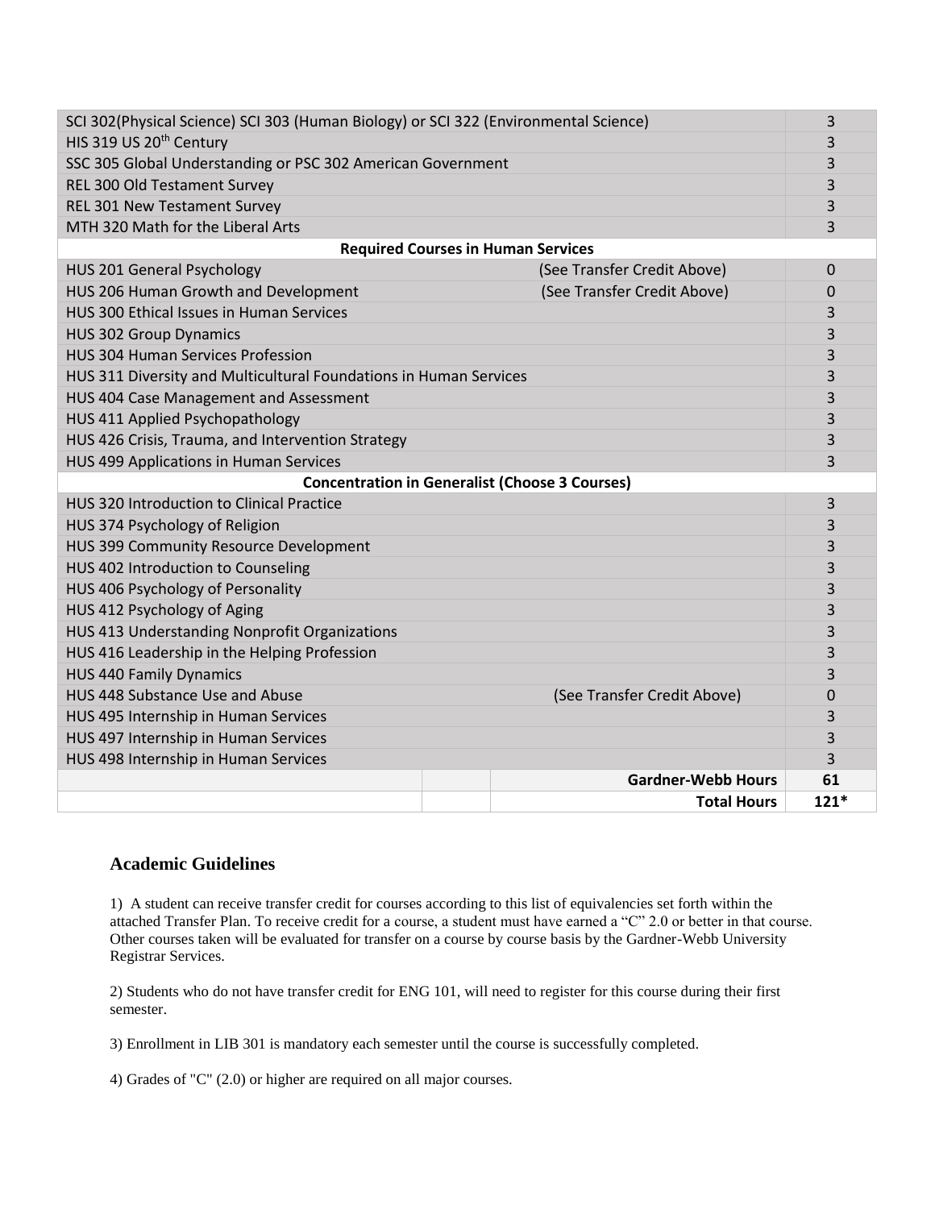| Course | | | Hours |
|---|---|---|---|
| SCI 302(Physical Science) SCI 303 (Human Biology) or SCI 322 (Environmental Science) | | | 3 |
| HIS 319 US 20th Century | | | 3 |
| SSC 305 Global Understanding or PSC 302 American Government | | | 3 |
| REL 300 Old Testament Survey | | | 3 |
| REL 301 New Testament Survey | | | 3 |
| MTH 320 Math for the Liberal Arts | | | 3 |
| **Required Courses in Human Services** | | | |
| HUS 201 General Psychology | | (See Transfer Credit Above) | 0 |
| HUS 206 Human Growth and Development | | (See Transfer Credit Above) | 0 |
| HUS 300 Ethical Issues in Human Services | | | 3 |
| HUS 302 Group Dynamics | | | 3 |
| HUS 304 Human Services Profession | | | 3 |
| HUS 311 Diversity and Multicultural Foundations in Human Services | | | 3 |
| HUS 404 Case Management and Assessment | | | 3 |
| HUS 411 Applied Psychopathology | | | 3 |
| HUS 426 Crisis, Trauma, and Intervention Strategy | | | 3 |
| HUS 499 Applications in Human Services | | | 3 |
| **Concentration in Generalist (Choose 3 Courses)** | | | |
| HUS 320 Introduction to Clinical Practice | | | 3 |
| HUS 374 Psychology of Religion | | | 3 |
| HUS 399 Community Resource Development | | | 3 |
| HUS 402 Introduction to Counseling | | | 3 |
| HUS 406 Psychology of Personality | | | 3 |
| HUS 412 Psychology of Aging | | | 3 |
| HUS 413 Understanding Nonprofit Organizations | | | 3 |
| HUS 416 Leadership in the Helping Profession | | | 3 |
| HUS 440 Family Dynamics | | | 3 |
| HUS 448 Substance Use and Abuse | | (See Transfer Credit Above) | 0 |
| HUS 495 Internship in Human Services | | | 3 |
| HUS 497 Internship in Human Services | | | 3 |
| HUS 498 Internship in Human Services | | | 3 |
| | | **Gardner-Webb Hours** | **61** |
| | | **Total Hours** | **121*** |

## Academic Guidelines

1) A student can receive transfer credit for courses according to this list of equivalencies set forth within the attached Transfer Plan. To receive credit for a course, a student must have earned a "C" 2.0 or better in that course. Other courses taken will be evaluated for transfer on a course by course basis by the Gardner-Webb University Registrar Services.

2) Students who do not have transfer credit for ENG 101, will need to register for this course during their first semester.

3) Enrollment in LIB 301 is mandatory each semester until the course is successfully completed.

4) Grades of "C" (2.0) or higher are required on all major courses.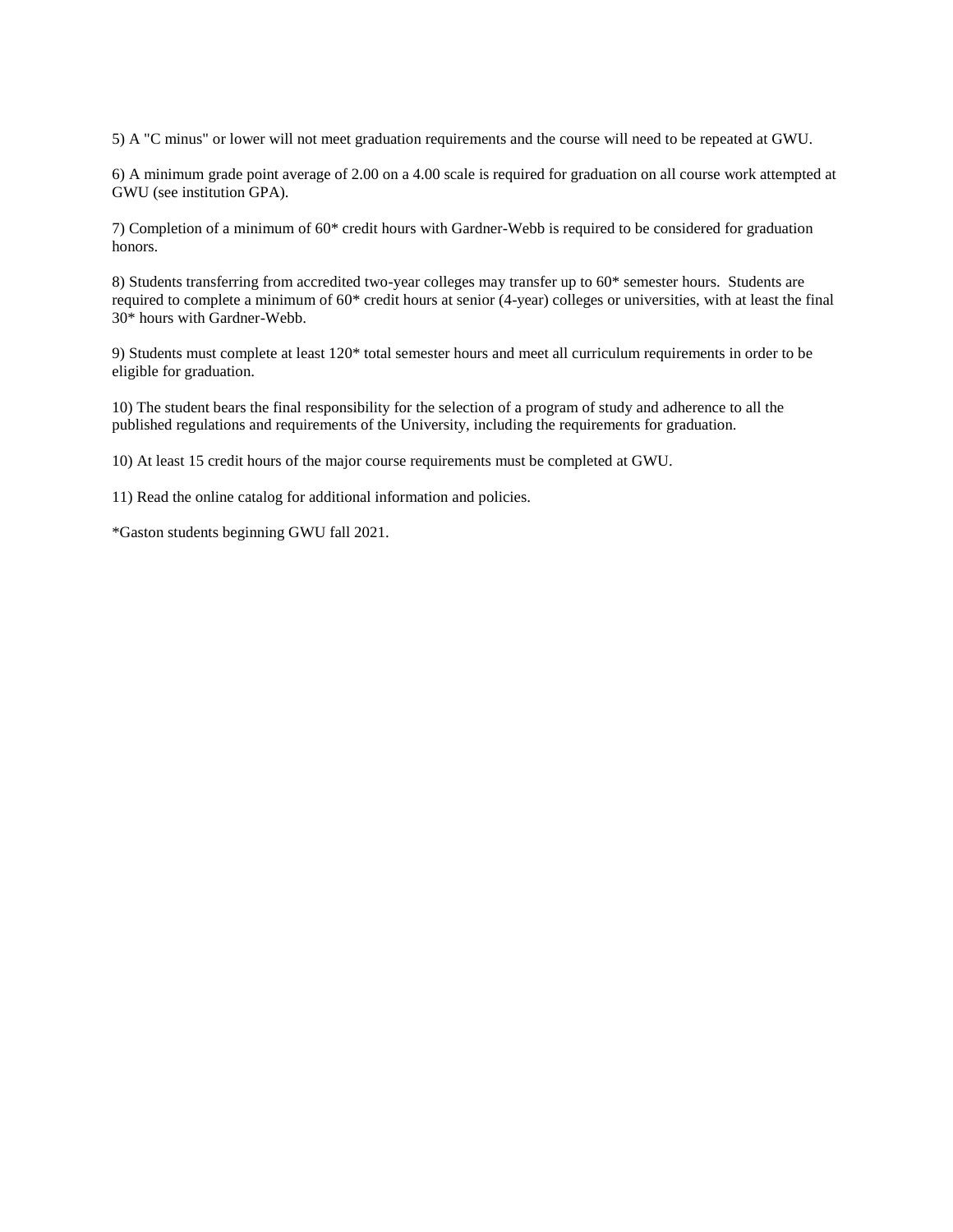5) A "C minus" or lower will not meet graduation requirements and the course will need to be repeated at GWU.

6) A minimum grade point average of 2.00 on a 4.00 scale is required for graduation on all course work attempted at GWU (see institution GPA).

7) Completion of a minimum of 60* credit hours with Gardner-Webb is required to be considered for graduation honors.

8) Students transferring from accredited two-year colleges may transfer up to 60* semester hours. Students are required to complete a minimum of 60* credit hours at senior (4-year) colleges or universities, with at least the final 30* hours with Gardner-Webb.

9) Students must complete at least 120* total semester hours and meet all curriculum requirements in order to be eligible for graduation.

10) The student bears the final responsibility for the selection of a program of study and adherence to all the published regulations and requirements of the University, including the requirements for graduation.

10) At least 15 credit hours of the major course requirements must be completed at GWU.

11) Read the online catalog for additional information and policies.

*Gaston students beginning GWU fall 2021.